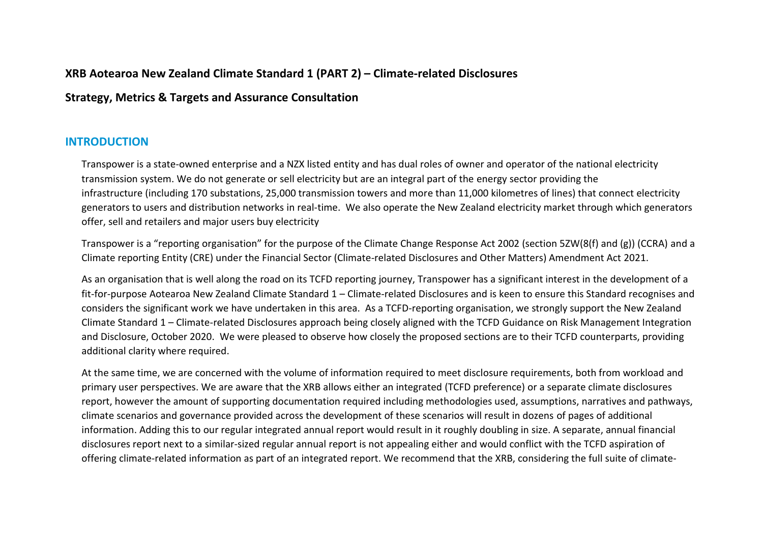**XRB Aotearoa New Zealand Climate Standard 1 (PART 2) – Climate-related Disclosures**

**Strategy, Metrics & Targets and Assurance Consultation**

## INTRODUCTION

Transpower is a state-owned enterprise and a NZX listed entity and has dual roles of owner and operator of the national electricity transmission system. We do not generate or sell electricity but are an integral part of the energy sector providing the infrastructure (including 170 substations, 25,000 transmission towers and more than 11,000 kilometres of lines) that connect electricity generators to users and distribution networks in real-time. We also operate the New Zealand electricity market through which generators offer, sell and retailers and major users buy electricity

Transpower is a "reporting organisation" for the purpose of the Climate Change Response Act 2002 (section 5ZW(8(f) and (g)) (CCRA) and a Climate reporting Entity (CRE) under the Financial Sector (Climate-related Disclosures and Other Matters) Amendment Act 2021.

As an organisation that is well along the road on its TCFD reporting journey, Transpower has a significant interest in the development of a fit-for-purpose Aotearoa New Zealand Climate Standard 1 – Climate-related Disclosures and is keen to ensure this Standard recognises and considers the significant work we have undertaken in this area. As a TCFD-reporting organisation, we strongly support the New Zealand Climate Standard 1 – Climate-related Disclosures approach being closely aligned with the TCFD Guidance on Risk Management Integration and Disclosure, October 2020. We were pleased to observe how closely the proposed sections are to their TCFD counterparts, providing additional clarity where required.

At the same time, we are concerned with the volume of information required to meet disclosure requirements, both from workload and primary user perspectives. We are aware that the XRB allows either an integrated (TCFD preference) or a separate climate disclosures report, however the amount of supporting documentation required including methodologies used, assumptions, narratives and pathways, climate scenarios and governance provided across the development of these scenarios will result in dozens of pages of additional information. Adding this to our regular integrated annual report would result in it roughly doubling in size. A separate, annual financial disclosures report next to a similar-sized regular annual report is not appealing either and would conflict with the TCFD aspiration of offering climate-related information as part of an integrated report. We recommend that the XRB, considering the full suite of climate-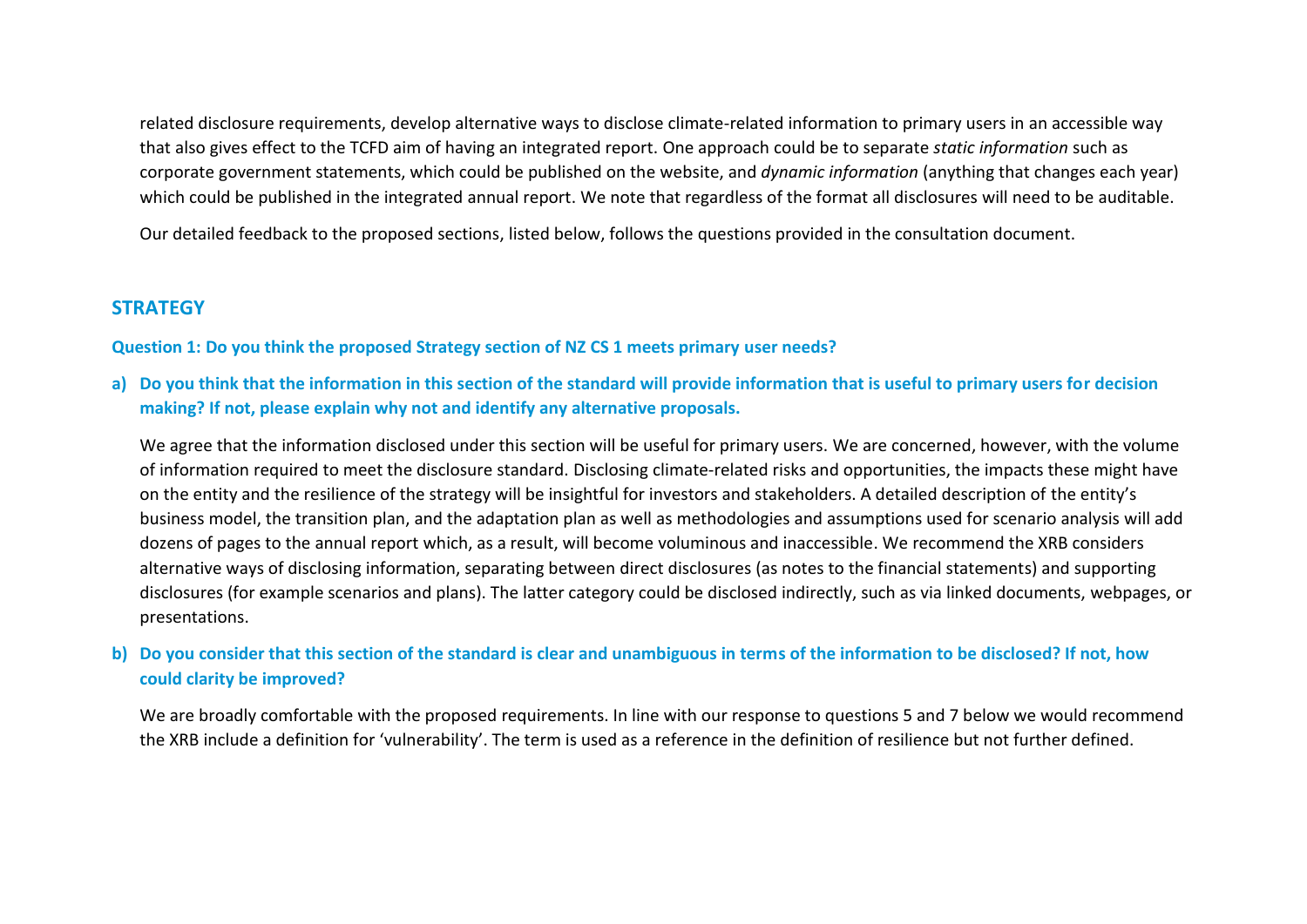related disclosure requirements, develop alternative ways to disclose climate-related information to primary users in an accessible way that also gives effect to the TCFD aim of having an integrated report. One approach could be to separate *static information* such as corporate government statements, which could be published on the website, and *dynamic information* (anything that changes each year) which could be published in the integrated annual report. We note that regardless of the format all disclosures will need to be auditable.

Our detailed feedback to the proposed sections, listed below, follows the questions provided in the consultation document.

## STRATEGY

**Question 1: Do you think the proposed Strategy section of NZ CS 1 meets primary user needs?**

**a) Do you think that the information in this section of the standard will provide information that is useful to primary users for decision making? If not, please explain why not and identify any alternative proposals.**

We agree that the information disclosed under this section will be useful for primary users. We are concerned, however, with the volume of information required to meet the disclosure standard. Disclosing climate-related risks and opportunities, the impacts these might have on the entity and the resilience of the strategy will be insightful for investors and stakeholders. A detailed description of the entity's business model, the transition plan, and the adaptation plan as well as methodologies and assumptions used for scenario analysis will add dozens of pages to the annual report which, as a result, will become voluminous and inaccessible. We recommend the XRB considers alternative ways of disclosing information, separating between direct disclosures (as notes to the financial statements) and supporting disclosures (for example scenarios and plans). The latter category could be disclosed indirectly, such as via linked documents, webpages, or presentations.

**b) Do you consider that this section of the standard is clear and unambiguous in terms of the information to be disclosed? If not, how could clarity be improved?**

We are broadly comfortable with the proposed requirements. In line with our response to questions 5 and 7 below we would recommend the XRB include a definition for 'vulnerability'. The term is used as a reference in the definition of resilience but not further defined.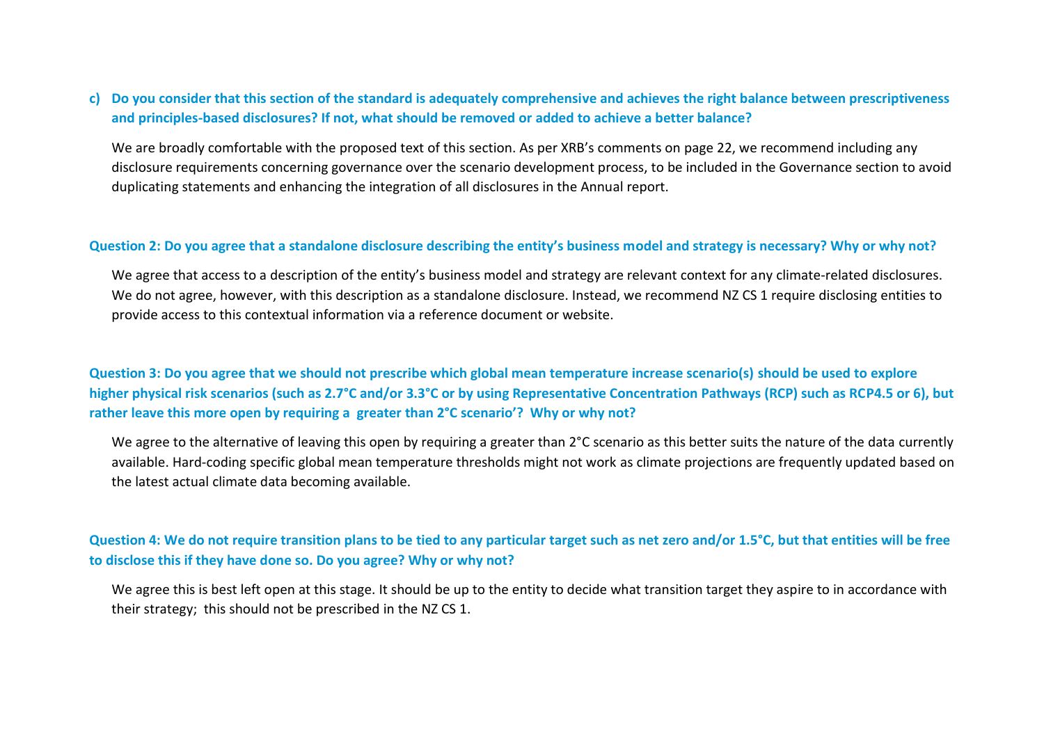**c) Do you consider that this section of the standard is adequately comprehensive and achieves the right balance between prescriptiveness and principles-based disclosures? If not, what should be removed or added to achieve a better balance?**

We are broadly comfortable with the proposed text of this section. As per XRB's comments on page 22, we recommend including any disclosure requirements concerning governance over the scenario development process, to be included in the Governance section to avoid duplicating statements and enhancing the integration of all disclosures in the Annual report.

**Question 2: Do you agree that a standalone disclosure describing the entity's business model and strategy is necessary? Why or why not?**

We agree that access to a description of the entity's business model and strategy are relevant context for any climate-related disclosures. We do not agree, however, with this description as a standalone disclosure. Instead, we recommend NZ CS 1 require disclosing entities to provide access to this contextual information via a reference document or website.

**Question 3: Do you agree that we should not prescribe which global mean temperature increase scenario(s) should be used to explore higher physical risk scenarios (such as 2.7°C and/or 3.3°C or by using Representative Concentration Pathways (RCP) such as RCP4.5 or 6), but rather leave this more open by requiring a greater than 2°C scenario'? Why or why not?**

We agree to the alternative of leaving this open by requiring a greater than 2°C scenario as this better suits the nature of the data currently available. Hard-coding specific global mean temperature thresholds might not work as climate projections are frequently updated based on the latest actual climate data becoming available.

**Question 4: We do not require transition plans to be tied to any particular target such as net zero and/or 1.5°C, but that entities will be free to disclose this if they have done so. Do you agree? Why or why not?**

We agree this is best left open at this stage. It should be up to the entity to decide what transition target they aspire to in accordance with their strategy; this should not be prescribed in the NZ CS 1.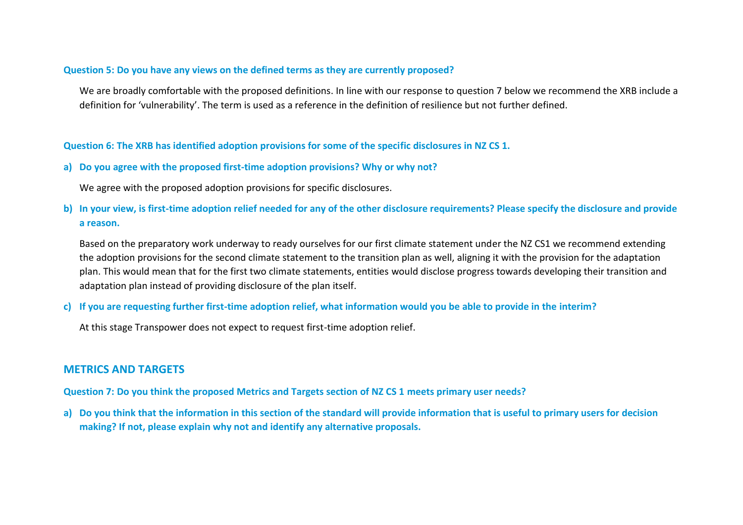**Question 5: Do you have any views on the defined terms as they are currently proposed?**

We are broadly comfortable with the proposed definitions. In line with our response to question 7 below we recommend the XRB include a definition for 'vulnerability'. The term is used as a reference in the definition of resilience but not further defined.

**Question 6: The XRB has identified adoption provisions for some of the specific disclosures in NZ CS 1.**

**a) Do you agree with the proposed first-time adoption provisions? Why or why not?**

We agree with the proposed adoption provisions for specific disclosures.

**b) In your view, is first-time adoption relief needed for any of the other disclosure requirements? Please specify the disclosure and provide a reason.**

Based on the preparatory work underway to ready ourselves for our first climate statement under the NZ CS1 we recommend extending the adoption provisions for the second climate statement to the transition plan as well, aligning it with the provision for the adaptation plan. This would mean that for the first two climate statements, entities would disclose progress towards developing their transition and adaptation plan instead of providing disclosure of the plan itself.

**c) If you are requesting further first-time adoption relief, what information would you be able to provide in the interim?**

At this stage Transpower does not expect to request first-time adoption relief.

## METRICS AND TARGETS

**Question 7: Do you think the proposed Metrics and Targets section of NZ CS 1 meets primary user needs?**

**a) Do you think that the information in this section of the standard will provide information that is useful to primary users for decision making? If not, please explain why not and identify any alternative proposals.**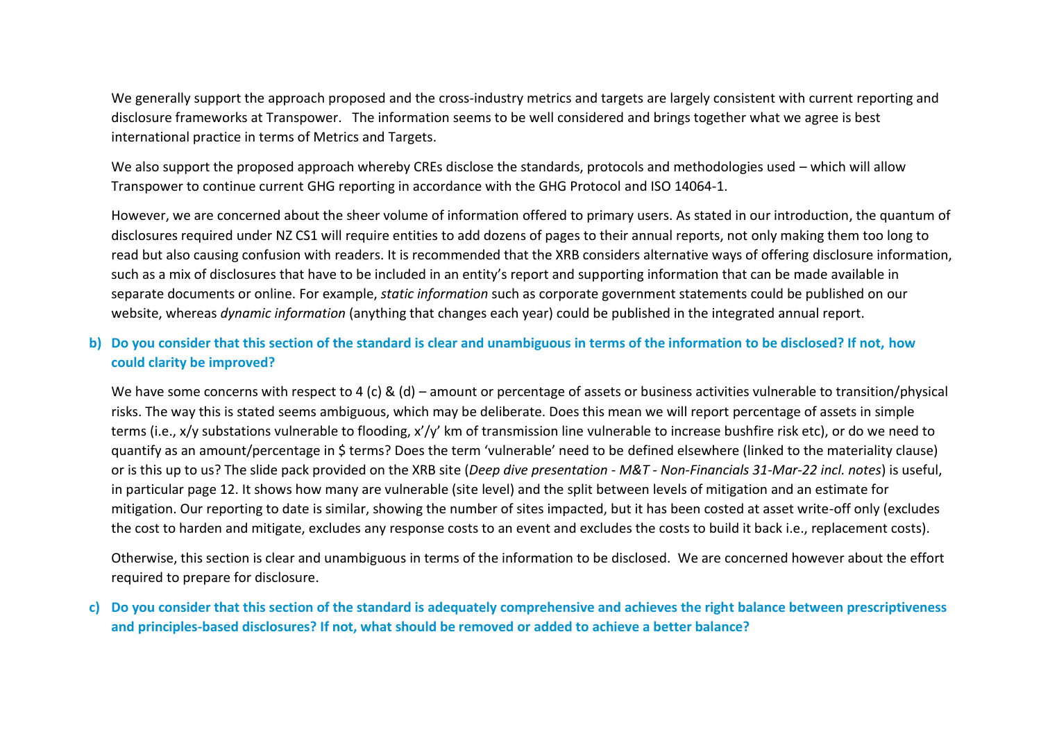We generally support the approach proposed and the cross-industry metrics and targets are largely consistent with current reporting and disclosure frameworks at Transpower. The information seems to be well considered and brings together what we agree is best international practice in terms of Metrics and Targets.

We also support the proposed approach whereby CREs disclose the standards, protocols and methodologies used – which will allow Transpower to continue current GHG reporting in accordance with the GHG Protocol and ISO 14064-1.

However, we are concerned about the sheer volume of information offered to primary users. As stated in our introduction, the quantum of disclosures required under NZ CS1 will require entities to add dozens of pages to their annual reports, not only making them too long to read but also causing confusion with readers. It is recommended that the XRB considers alternative ways of offering disclosure information, such as a mix of disclosures that have to be included in an entity's report and supporting information that can be made available in separate documents or online. For example, *static information* such as corporate government statements could be published on our website, whereas *dynamic information* (anything that changes each year) could be published in the integrated annual report.

**b) Do you consider that this section of the standard is clear and unambiguous in terms of the information to be disclosed? If not, how could clarity be improved?**

We have some concerns with respect to 4 (c) & (d) – amount or percentage of assets or business activities vulnerable to transition/physical risks. The way this is stated seems ambiguous, which may be deliberate. Does this mean we will report percentage of assets in simple terms (i.e., x/y substations vulnerable to flooding, x'/y' km of transmission line vulnerable to increase bushfire risk etc), or do we need to quantify as an amount/percentage in $ terms? Does the term 'vulnerable' need to be defined elsewhere (linked to the materiality clause) or is this up to us? The slide pack provided on the XRB site (*Deep dive presentation - M&T - Non-Financials 31-Mar-22 incl. notes*) is useful, in particular page 12. It shows how many are vulnerable (site level) and the split between levels of mitigation and an estimate for mitigation. Our reporting to date is similar, showing the number of sites impacted, but it has been costed at asset write-off only (excludes the cost to harden and mitigate, excludes any response costs to an event and excludes the costs to build it back i.e., replacement costs).

Otherwise, this section is clear and unambiguous in terms of the information to be disclosed. We are concerned however about the effort required to prepare for disclosure.

**c) Do you consider that this section of the standard is adequately comprehensive and achieves the right balance between prescriptiveness and principles-based disclosures? If not, what should be removed or added to achieve a better balance?**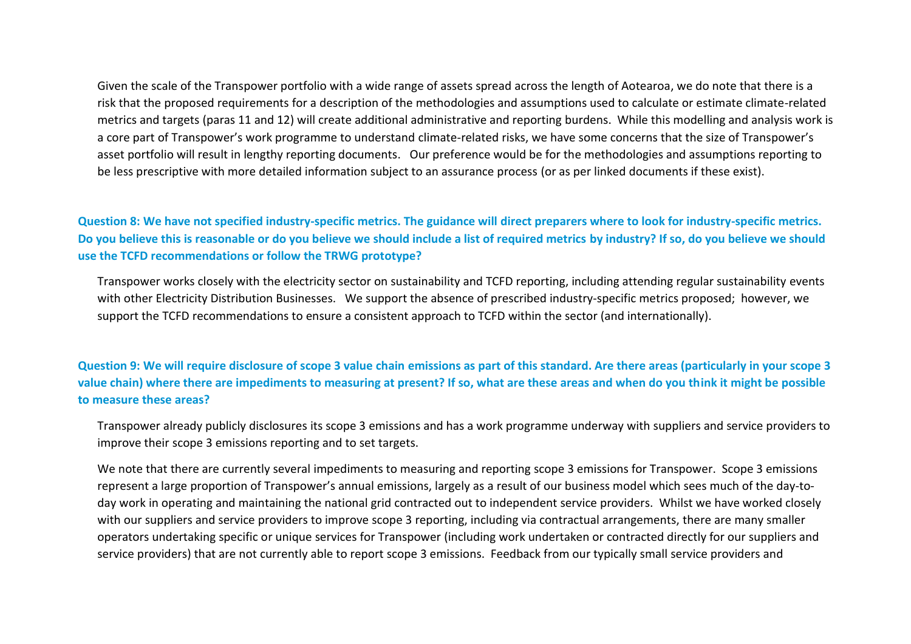Given the scale of the Transpower portfolio with a wide range of assets spread across the length of Aotearoa, we do note that there is a risk that the proposed requirements for a description of the methodologies and assumptions used to calculate or estimate climate-related metrics and targets (paras 11 and 12) will create additional administrative and reporting burdens. While this modelling and analysis work is a core part of Transpower's work programme to understand climate-related risks, we have some concerns that the size of Transpower's asset portfolio will result in lengthy reporting documents. Our preference would be for the methodologies and assumptions reporting to be less prescriptive with more detailed information subject to an assurance process (or as per linked documents if these exist).

**Question 8: We have not specified industry-specific metrics. The guidance will direct preparers where to look for industry-specific metrics. Do you believe this is reasonable or do you believe we should include a list of required metrics by industry? If so, do you believe we should use the TCFD recommendations or follow the TRWG prototype?**

Transpower works closely with the electricity sector on sustainability and TCFD reporting, including attending regular sustainability events with other Electricity Distribution Businesses. We support the absence of prescribed industry-specific metrics proposed; however, we support the TCFD recommendations to ensure a consistent approach to TCFD within the sector (and internationally).

**Question 9: We will require disclosure of scope 3 value chain emissions as part of this standard. Are there areas (particularly in your scope 3 value chain) where there are impediments to measuring at present? If so, what are these areas and when do you think it might be possible to measure these areas?**

Transpower already publicly disclosures its scope 3 emissions and has a work programme underway with suppliers and service providers to improve their scope 3 emissions reporting and to set targets.

We note that there are currently several impediments to measuring and reporting scope 3 emissions for Transpower. Scope 3 emissions represent a large proportion of Transpower's annual emissions, largely as a result of our business model which sees much of the day-to-day work in operating and maintaining the national grid contracted out to independent service providers. Whilst we have worked closely with our suppliers and service providers to improve scope 3 reporting, including via contractual arrangements, there are many smaller operators undertaking specific or unique services for Transpower (including work undertaken or contracted directly for our suppliers and service providers) that are not currently able to report scope 3 emissions. Feedback from our typically small service providers and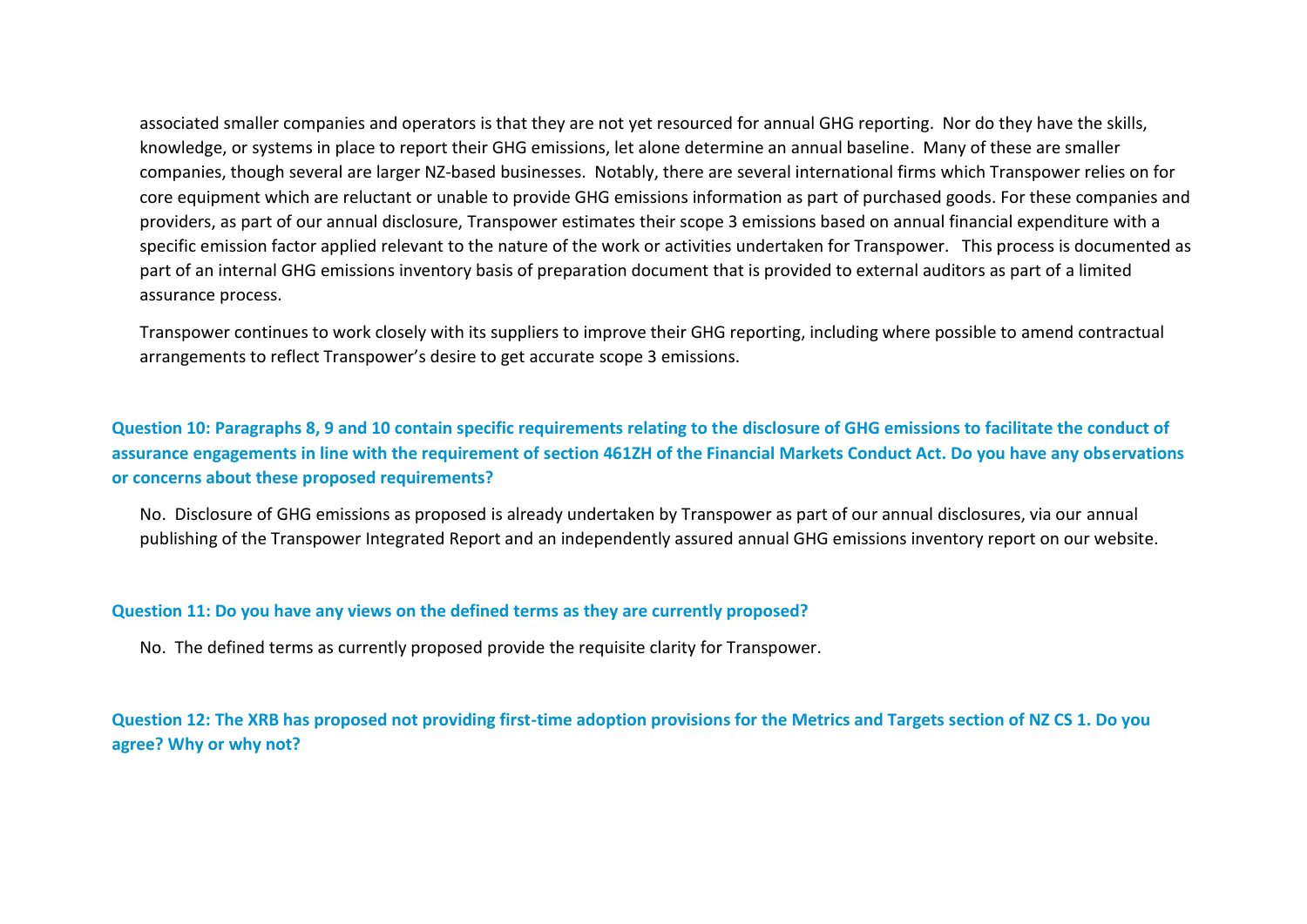associated smaller companies and operators is that they are not yet resourced for annual GHG reporting. Nor do they have the skills, knowledge, or systems in place to report their GHG emissions, let alone determine an annual baseline. Many of these are smaller companies, though several are larger NZ-based businesses. Notably, there are several international firms which Transpower relies on for core equipment which are reluctant or unable to provide GHG emissions information as part of purchased goods. For these companies and providers, as part of our annual disclosure, Transpower estimates their scope 3 emissions based on annual financial expenditure with a specific emission factor applied relevant to the nature of the work or activities undertaken for Transpower. This process is documented as part of an internal GHG emissions inventory basis of preparation document that is provided to external auditors as part of a limited assurance process.

Transpower continues to work closely with its suppliers to improve their GHG reporting, including where possible to amend contractual arrangements to reflect Transpower's desire to get accurate scope 3 emissions.

**Question 10: Paragraphs 8, 9 and 10 contain specific requirements relating to the disclosure of GHG emissions to facilitate the conduct of assurance engagements in line with the requirement of section 461ZH of the Financial Markets Conduct Act. Do you have any observations or concerns about these proposed requirements?**

No. Disclosure of GHG emissions as proposed is already undertaken by Transpower as part of our annual disclosures, via our annual publishing of the Transpower Integrated Report and an independently assured annual GHG emissions inventory report on our website.

**Question 11: Do you have any views on the defined terms as they are currently proposed?**

No. The defined terms as currently proposed provide the requisite clarity for Transpower.

**Question 12: The XRB has proposed not providing first-time adoption provisions for the Metrics and Targets section of NZ CS 1. Do you agree? Why or why not?**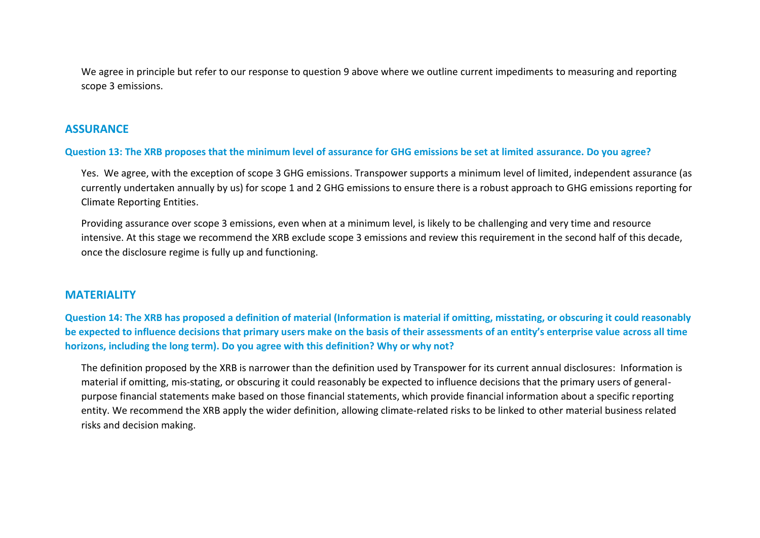We agree in principle but refer to our response to question 9 above where we outline current impediments to measuring and reporting scope 3 emissions.

## ASSURANCE

**Question 13: The XRB proposes that the minimum level of assurance for GHG emissions be set at limited assurance. Do you agree?**

Yes. We agree, with the exception of scope 3 GHG emissions. Transpower supports a minimum level of limited, independent assurance (as currently undertaken annually by us) for scope 1 and 2 GHG emissions to ensure there is a robust approach to GHG emissions reporting for Climate Reporting Entities.

Providing assurance over scope 3 emissions, even when at a minimum level, is likely to be challenging and very time and resource intensive. At this stage we recommend the XRB exclude scope 3 emissions and review this requirement in the second half of this decade, once the disclosure regime is fully up and functioning.

## MATERIALITY

**Question 14: The XRB has proposed a definition of material (Information is material if omitting, misstating, or obscuring it could reasonably be expected to influence decisions that primary users make on the basis of their assessments of an entity's enterprise value across all time horizons, including the long term). Do you agree with this definition? Why or why not?**

The definition proposed by the XRB is narrower than the definition used by Transpower for its current annual disclosures: Information is material if omitting, mis-stating, or obscuring it could reasonably be expected to influence decisions that the primary users of general-purpose financial statements make based on those financial statements, which provide financial information about a specific reporting entity. We recommend the XRB apply the wider definition, allowing climate-related risks to be linked to other material business related risks and decision making.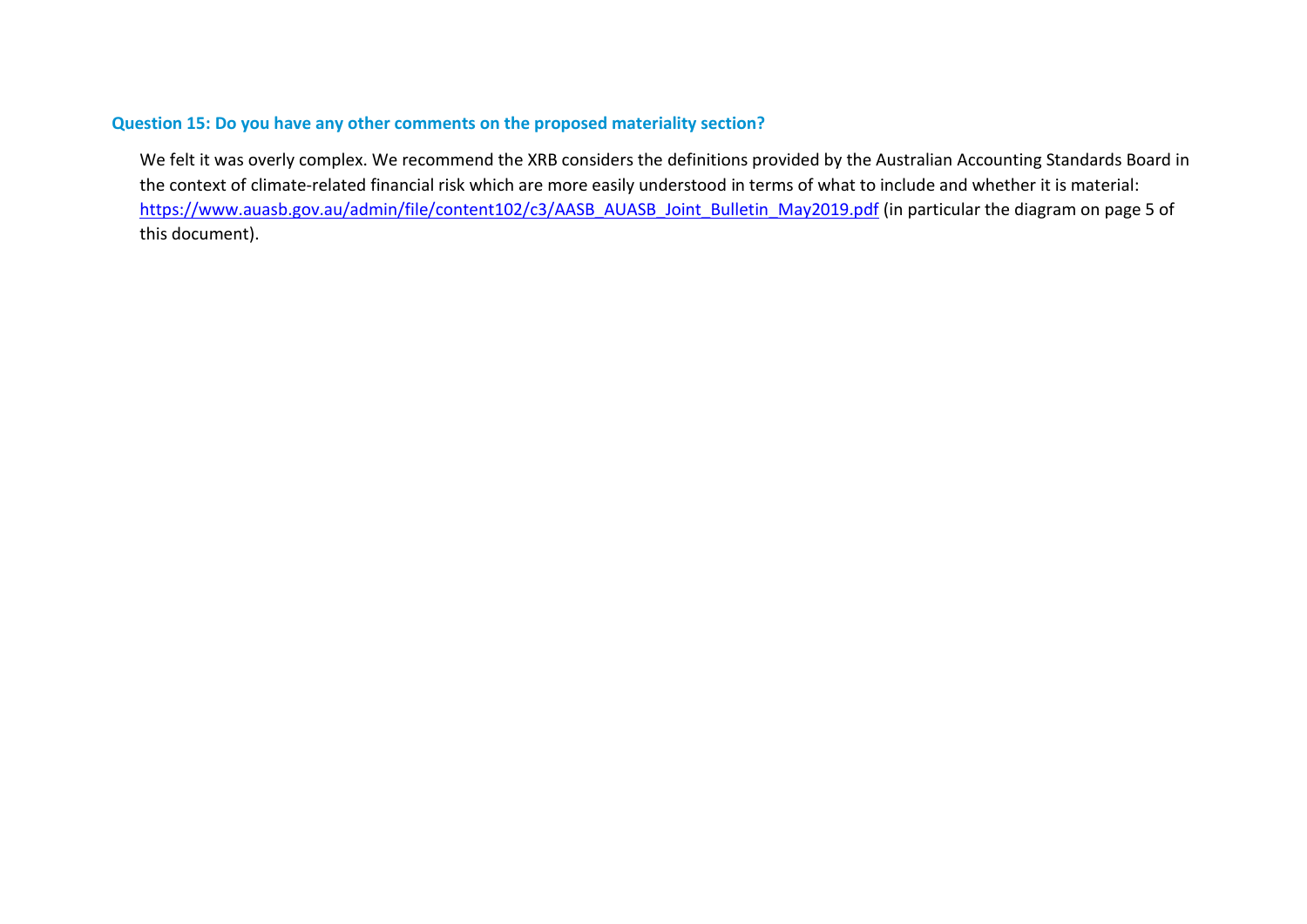**Question 15: Do you have any other comments on the proposed materiality section?**

We felt it was overly complex. We recommend the XRB considers the definitions provided by the Australian Accounting Standards Board in the context of climate-related financial risk which are more easily understood in terms of what to include and whether it is material: [https://www.auasb.gov.au/admin/file/content102/c3/AASB_AUASB_Joint_Bulletin_May2019.pdf](https://www.auasb.gov.au/admin/file/content102/c3/AASB_AUASB_Joint_Bulletin_May2019.pdf) (in particular the diagram on page 5 of this document).